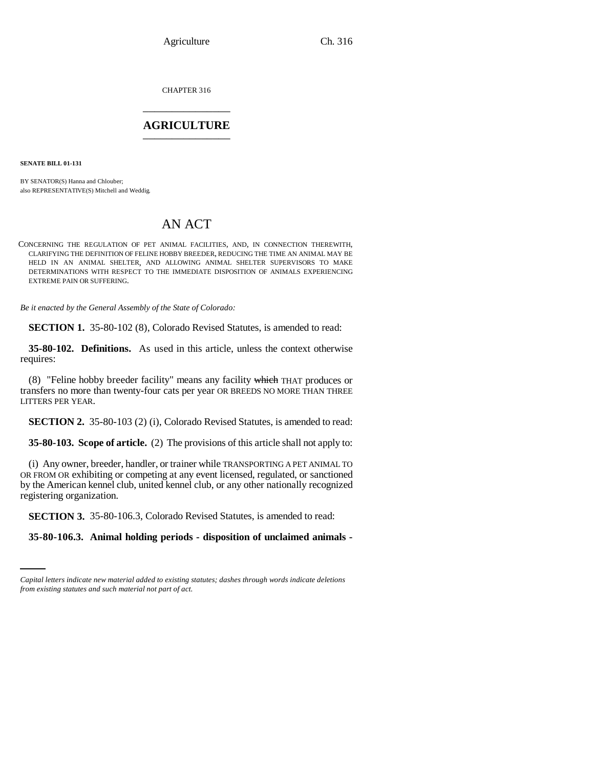CHAPTER 316

# AGRICULTURE

**SENATE BILL 01-131**

BY SENATOR(S) Hanna and Chlouber;
also REPRESENTATIVE(S) Mitchell and Weddig.

# AN ACT

CONCERNING THE REGULATION OF PET ANIMAL FACILITIES, AND, IN CONNECTION THEREWITH, CLARIFYING THE DEFINITION OF FELINE HOBBY BREEDER, REDUCING THE TIME AN ANIMAL MAY BE HELD IN AN ANIMAL SHELTER, AND ALLOWING ANIMAL SHELTER SUPERVISORS TO MAKE DETERMINATIONS WITH RESPECT TO THE IMMEDIATE DISPOSITION OF ANIMALS EXPERIENCING EXTREME PAIN OR SUFFERING.

*Be it enacted by the General Assembly of the State of Colorado:*

**SECTION 1.** 35-80-102 (8), Colorado Revised Statutes, is amended to read:

**35-80-102. Definitions.** As used in this article, unless the context otherwise requires:

(8) "Feline hobby breeder facility" means any facility ~~which~~ THAT produces or transfers no more than twenty-four cats per year OR BREEDS NO MORE THAN THREE LITTERS PER YEAR.

**SECTION 2.** 35-80-103 (2) (i), Colorado Revised Statutes, is amended to read:

**35-80-103. Scope of article.** (2) The provisions of this article shall not apply to:

(i) Any owner, breeder, handler, or trainer while TRANSPORTING A PET ANIMAL TO OR FROM OR exhibiting or competing at any event licensed, regulated, or sanctioned by the American kennel club, united kennel club, or any other nationally recognized registering organization.

**SECTION 3.** 35-80-106.3, Colorado Revised Statutes, is amended to read:

**35-80-106.3. Animal holding periods - disposition of unclaimed animals -**

*Capital letters indicate new material added to existing statutes; dashes through words indicate deletions from existing statutes and such material not part of act.*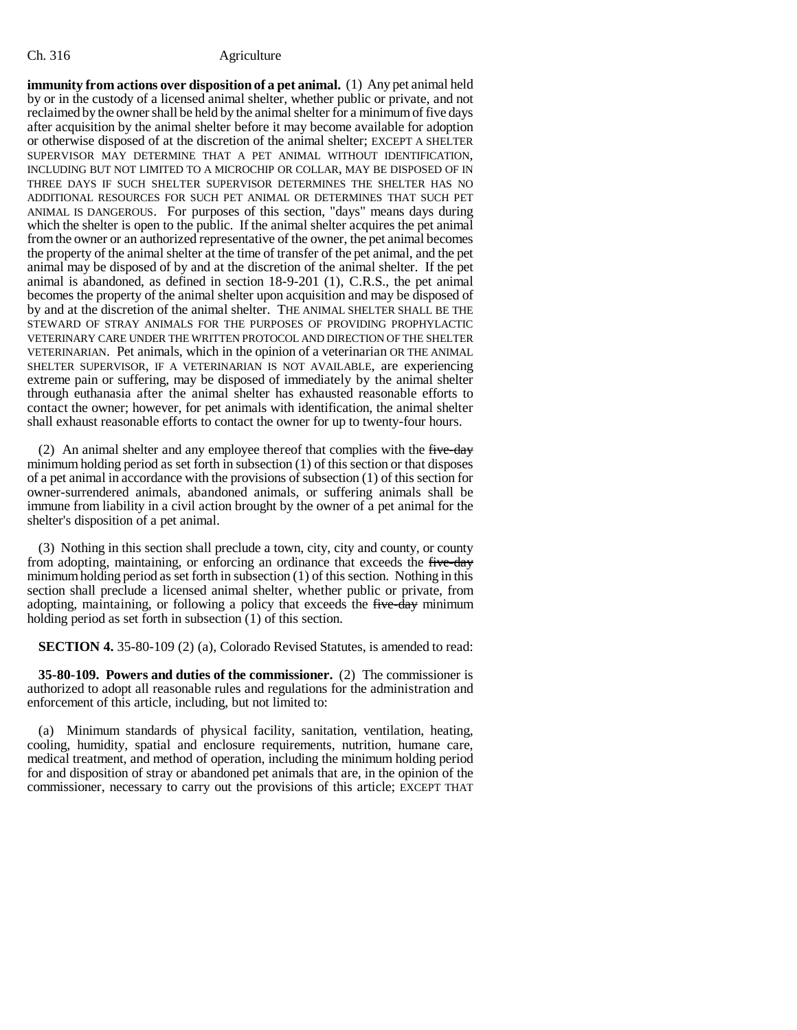**immunity from actions over disposition of a pet animal.** (1) Any pet animal held by or in the custody of a licensed animal shelter, whether public or private, and not reclaimed by the owner shall be held by the animal shelter for a minimum of five days after acquisition by the animal shelter before it may become available for adoption or otherwise disposed of at the discretion of the animal shelter; EXCEPT A SHELTER SUPERVISOR MAY DETERMINE THAT A PET ANIMAL WITHOUT IDENTIFICATION, INCLUDING BUT NOT LIMITED TO A MICROCHIP OR COLLAR, MAY BE DISPOSED OF IN THREE DAYS IF SUCH SHELTER SUPERVISOR DETERMINES THE SHELTER HAS NO ADDITIONAL RESOURCES FOR SUCH PET ANIMAL OR DETERMINES THAT SUCH PET ANIMAL IS DANGEROUS. For purposes of this section, "days" means days during which the shelter is open to the public. If the animal shelter acquires the pet animal from the owner or an authorized representative of the owner, the pet animal becomes the property of the animal shelter at the time of transfer of the pet animal, and the pet animal may be disposed of by and at the discretion of the animal shelter. If the pet animal is abandoned, as defined in section 18-9-201 (1), C.R.S., the pet animal becomes the property of the animal shelter upon acquisition and may be disposed of by and at the discretion of the animal shelter. THE ANIMAL SHELTER SHALL BE THE STEWARD OF STRAY ANIMALS FOR THE PURPOSES OF PROVIDING PROPHYLACTIC VETERINARY CARE UNDER THE WRITTEN PROTOCOL AND DIRECTION OF THE SHELTER VETERINARIAN. Pet animals, which in the opinion of a veterinarian OR THE ANIMAL SHELTER SUPERVISOR, IF A VETERINARIAN IS NOT AVAILABLE, are experiencing extreme pain or suffering, may be disposed of immediately by the animal shelter through euthanasia after the animal shelter has exhausted reasonable efforts to contact the owner; however, for pet animals with identification, the animal shelter shall exhaust reasonable efforts to contact the owner for up to twenty-four hours.

(2) An animal shelter and any employee thereof that complies with the ~~five-day~~ minimum holding period as set forth in subsection (1) of this section or that disposes of a pet animal in accordance with the provisions of subsection (1) of this section for owner-surrendered animals, abandoned animals, or suffering animals shall be immune from liability in a civil action brought by the owner of a pet animal for the shelter's disposition of a pet animal.

(3) Nothing in this section shall preclude a town, city, city and county, or county from adopting, maintaining, or enforcing an ordinance that exceeds the ~~five-day~~ minimum holding period as set forth in subsection (1) of this section. Nothing in this section shall preclude a licensed animal shelter, whether public or private, from adopting, maintaining, or following a policy that exceeds the ~~five-day~~ minimum holding period as set forth in subsection (1) of this section.

**SECTION 4.** 35-80-109 (2) (a), Colorado Revised Statutes, is amended to read:

**35-80-109. Powers and duties of the commissioner.** (2) The commissioner is authorized to adopt all reasonable rules and regulations for the administration and enforcement of this article, including, but not limited to:

(a) Minimum standards of physical facility, sanitation, ventilation, heating, cooling, humidity, spatial and enclosure requirements, nutrition, humane care, medical treatment, and method of operation, including the minimum holding period for and disposition of stray or abandoned pet animals that are, in the opinion of the commissioner, necessary to carry out the provisions of this article; EXCEPT THAT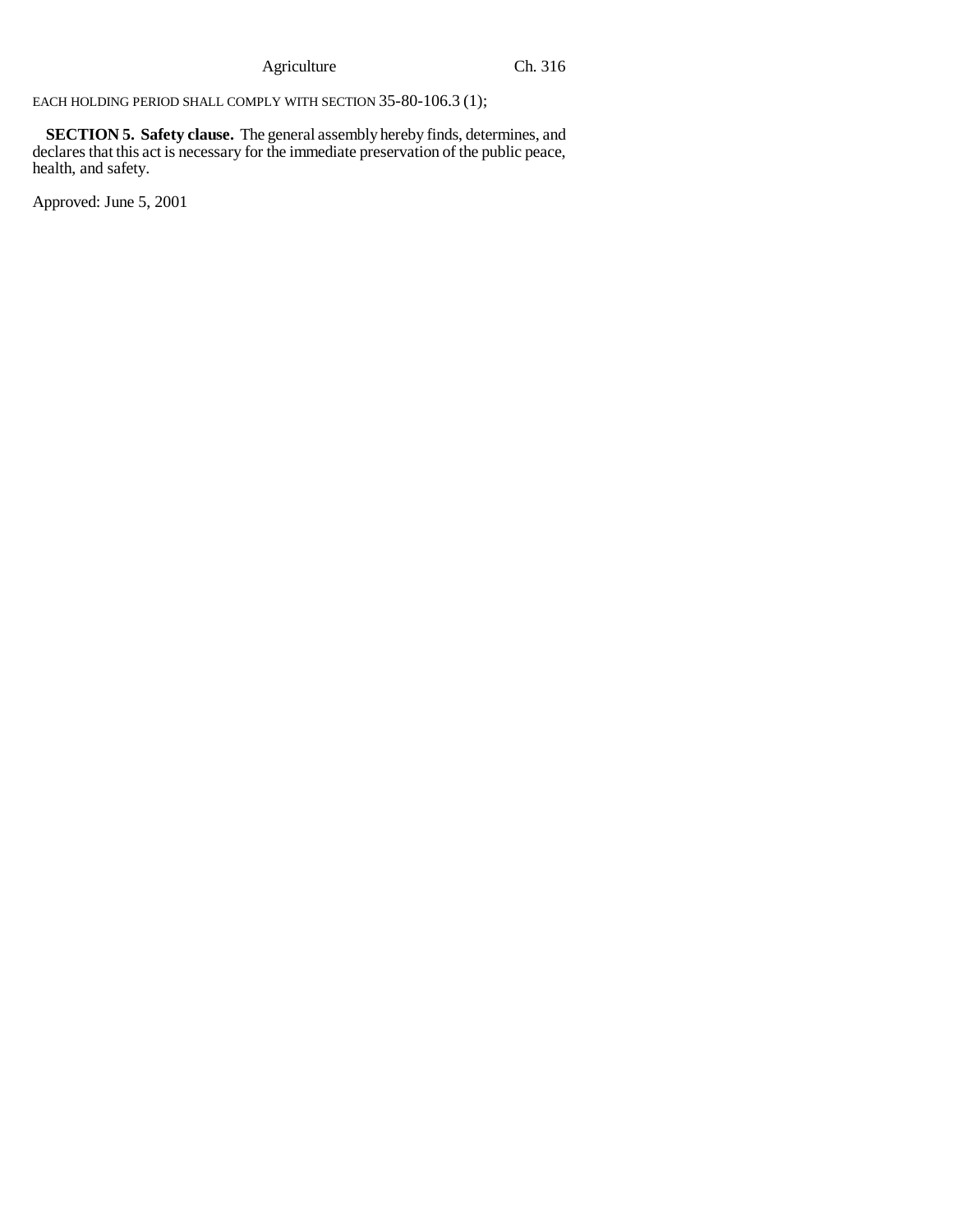EACH HOLDING PERIOD SHALL COMPLY WITH SECTION 35-80-106.3 (1);

**SECTION 5. Safety clause.** The general assembly hereby finds, determines, and declares that this act is necessary for the immediate preservation of the public peace, health, and safety.

Approved: June 5, 2001